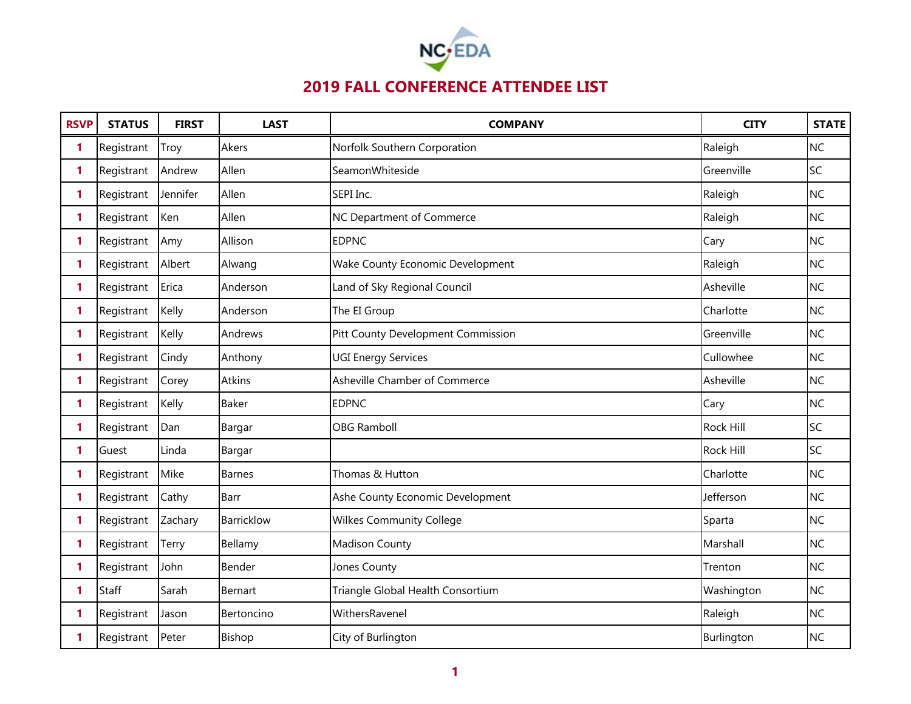# 2019 FALL CONFERENCE ATTENDEE LIST

| RSVP | STATUS | FIRST | LAST | COMPANY | CITY | STATE |
|---|---|---|---|---|---|---|
| 1 | Registrant | Troy | Akers | Norfolk Southern Corporation | Raleigh | NC |
| 1 | Registrant | Andrew | Allen | SeamonWhiteside | Greenville | SC |
| 1 | Registrant | Jennifer | Allen | SEPI Inc. | Raleigh | NC |
| 1 | Registrant | Ken | Allen | NC Department of Commerce | Raleigh | NC |
| 1 | Registrant | Amy | Allison | EDPNC | Cary | NC |
| 1 | Registrant | Albert | Alwang | Wake County Economic Development | Raleigh | NC |
| 1 | Registrant | Erica | Anderson | Land of Sky Regional Council | Asheville | NC |
| 1 | Registrant | Kelly | Anderson | The EI Group | Charlotte | NC |
| 1 | Registrant | Kelly | Andrews | Pitt County Development Commission | Greenville | NC |
| 1 | Registrant | Cindy | Anthony | UGI Energy Services | Cullowhee | NC |
| 1 | Registrant | Corey | Atkins | Asheville Chamber of Commerce | Asheville | NC |
| 1 | Registrant | Kelly | Baker | EDPNC | Cary | NC |
| 1 | Registrant | Dan | Bargar | OBG Ramboll | Rock Hill | SC |
| 1 | Guest | Linda | Bargar | | Rock Hill | SC |
| 1 | Registrant | Mike | Barnes | Thomas & Hutton | Charlotte | NC |
| 1 | Registrant | Cathy | Barr | Ashe County Economic Development | Jefferson | NC |
| 1 | Registrant | Zachary | Barricklow | Wilkes Community College | Sparta | NC |
| 1 | Registrant | Terry | Bellamy | Madison County | Marshall | NC |
| 1 | Registrant | John | Bender | Jones County | Trenton | NC |
| 1 | Staff | Sarah | Bernart | Triangle Global Health Consortium | Washington | NC |
| 1 | Registrant | Jason | Bertoncino | WithersRavenel | Raleigh | NC |
| 1 | Registrant | Peter | Bishop | City of Burlington | Burlington | NC |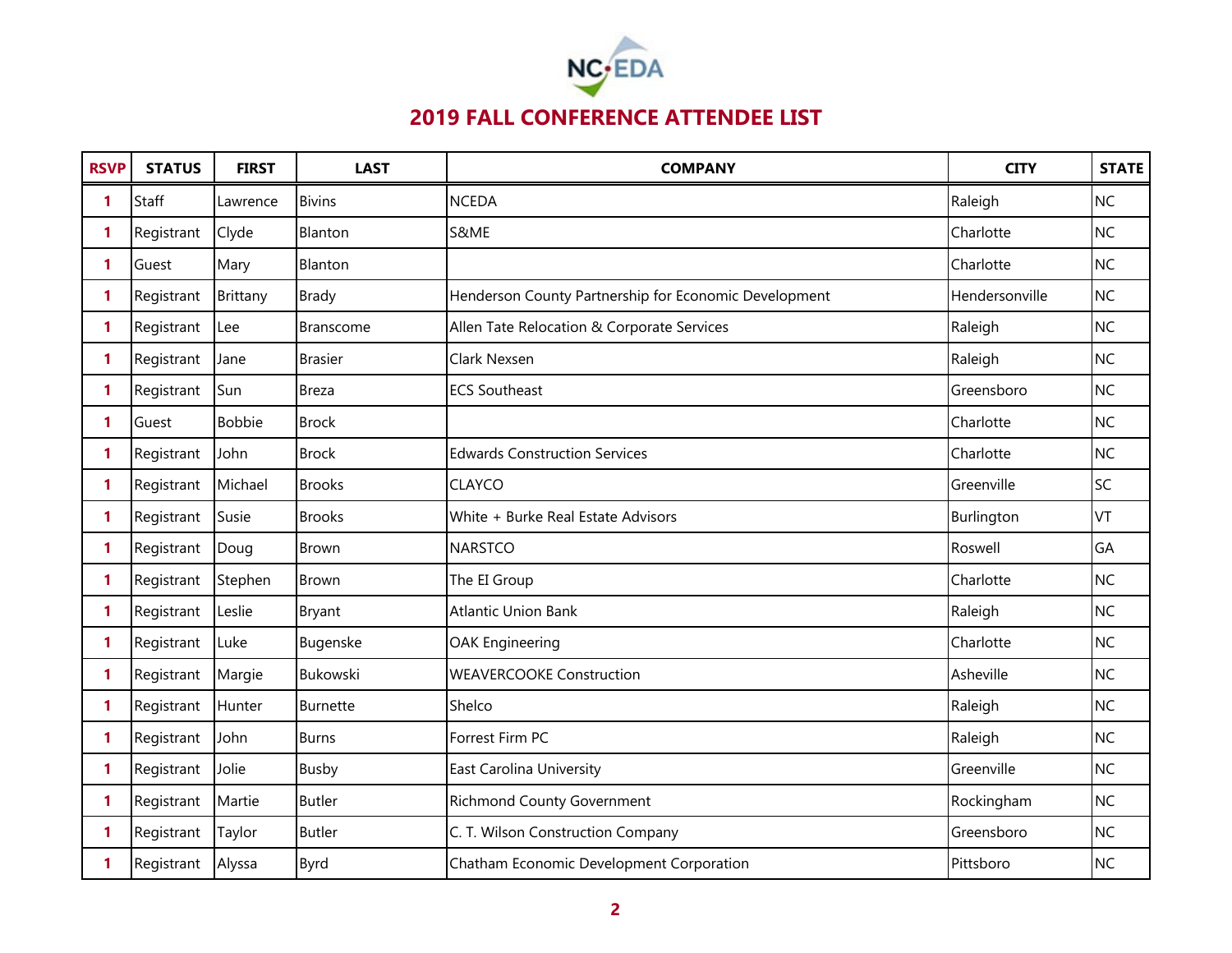# 2019 FALL CONFERENCE ATTENDEE LIST

| RSVP | STATUS | FIRST | LAST | COMPANY | CITY | STATE |
|---|---|---|---|---|---|---|
| 1 | Staff | Lawrence | Bivins | NCEDA | Raleigh | NC |
| 1 | Registrant | Clyde | Blanton | S&ME | Charlotte | NC |
| 1 | Guest | Mary | Blanton | | Charlotte | NC |
| 1 | Registrant | Brittany | Brady | Henderson County Partnership for Economic Development | Hendersonville | NC |
| 1 | Registrant | Lee | Branscome | Allen Tate Relocation & Corporate Services | Raleigh | NC |
| 1 | Registrant | Jane | Brasier | Clark Nexsen | Raleigh | NC |
| 1 | Registrant | Sun | Breza | ECS Southeast | Greensboro | NC |
| 1 | Guest | Bobbie | Brock | | Charlotte | NC |
| 1 | Registrant | John | Brock | Edwards Construction Services | Charlotte | NC |
| 1 | Registrant | Michael | Brooks | CLAYCO | Greenville | SC |
| 1 | Registrant | Susie | Brooks | White + Burke Real Estate Advisors | Burlington | VT |
| 1 | Registrant | Doug | Brown | NARSTCO | Roswell | GA |
| 1 | Registrant | Stephen | Brown | The EI Group | Charlotte | NC |
| 1 | Registrant | Leslie | Bryant | Atlantic Union Bank | Raleigh | NC |
| 1 | Registrant | Luke | Bugenske | OAK Engineering | Charlotte | NC |
| 1 | Registrant | Margie | Bukowski | WEAVERCOOKE Construction | Asheville | NC |
| 1 | Registrant | Hunter | Burnette | Shelco | Raleigh | NC |
| 1 | Registrant | John | Burns | Forrest Firm PC | Raleigh | NC |
| 1 | Registrant | Jolie | Busby | East Carolina University | Greenville | NC |
| 1 | Registrant | Martie | Butler | Richmond County Government | Rockingham | NC |
| 1 | Registrant | Taylor | Butler | C. T. Wilson Construction Company | Greensboro | NC |
| 1 | Registrant | Alyssa | Byrd | Chatham Economic Development Corporation | Pittsboro | NC |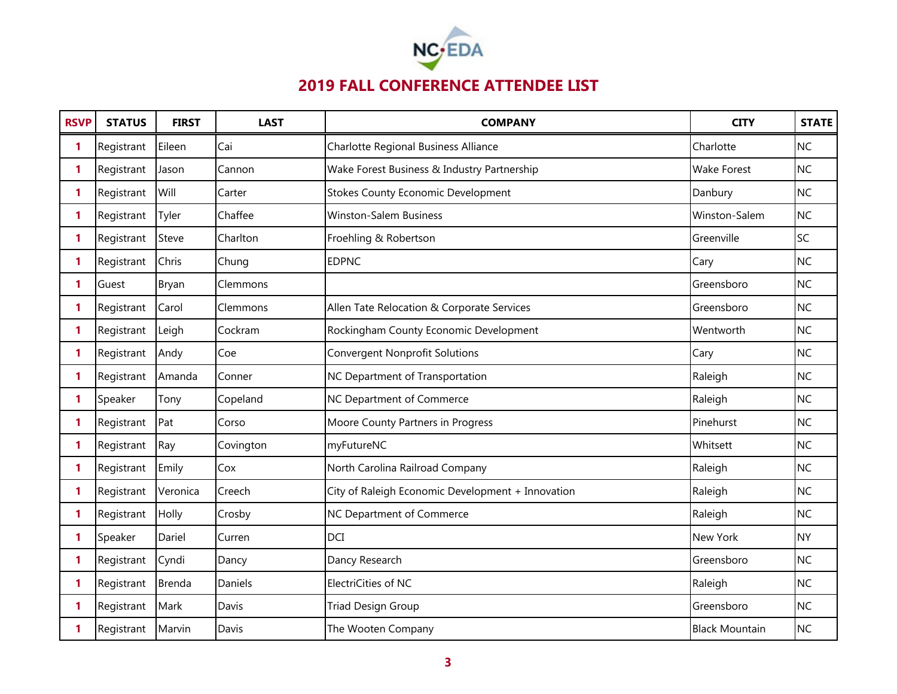## 2019 FALL CONFERENCE ATTENDEE LIST

| RSVP | STATUS | FIRST | LAST | COMPANY | CITY | STATE |
|---|---|---|---|---|---|---|
| 1 | Registrant | Eileen | Cai | Charlotte Regional Business Alliance | Charlotte | NC |
| 1 | Registrant | Jason | Cannon | Wake Forest Business & Industry Partnership | Wake Forest | NC |
| 1 | Registrant | Will | Carter | Stokes County Economic Development | Danbury | NC |
| 1 | Registrant | Tyler | Chaffee | Winston-Salem Business | Winston-Salem | NC |
| 1 | Registrant | Steve | Charlton | Froehling & Robertson | Greenville | SC |
| 1 | Registrant | Chris | Chung | EDPNC | Cary | NC |
| 1 | Guest | Bryan | Clemmons | | Greensboro | NC |
| 1 | Registrant | Carol | Clemmons | Allen Tate Relocation & Corporate Services | Greensboro | NC |
| 1 | Registrant | Leigh | Cockram | Rockingham County Economic Development | Wentworth | NC |
| 1 | Registrant | Andy | Coe | Convergent Nonprofit Solutions | Cary | NC |
| 1 | Registrant | Amanda | Conner | NC Department of Transportation | Raleigh | NC |
| 1 | Speaker | Tony | Copeland | NC Department of Commerce | Raleigh | NC |
| 1 | Registrant | Pat | Corso | Moore County Partners in Progress | Pinehurst | NC |
| 1 | Registrant | Ray | Covington | myFutureNC | Whitsett | NC |
| 1 | Registrant | Emily | Cox | North Carolina Railroad Company | Raleigh | NC |
| 1 | Registrant | Veronica | Creech | City of Raleigh Economic Development + Innovation | Raleigh | NC |
| 1 | Registrant | Holly | Crosby | NC Department of Commerce | Raleigh | NC |
| 1 | Speaker | Dariel | Curren | DCI | New York | NY |
| 1 | Registrant | Cyndi | Dancy | Dancy Research | Greensboro | NC |
| 1 | Registrant | Brenda | Daniels | ElectriCities of NC | Raleigh | NC |
| 1 | Registrant | Mark | Davis | Triad Design Group | Greensboro | NC |
| 1 | Registrant | Marvin | Davis | The Wooten Company | Black Mountain | NC |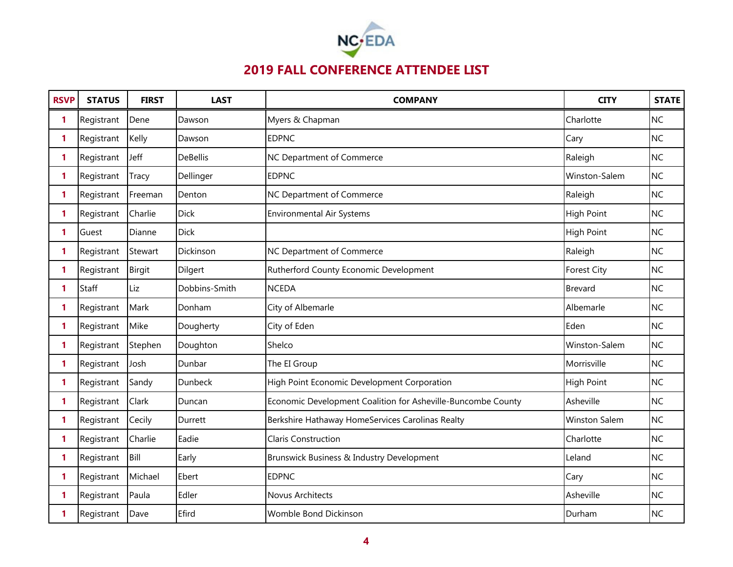NC•EDA

# 2019 FALL CONFERENCE ATTENDEE LIST

| RSVP | STATUS | FIRST | LAST | COMPANY | CITY | STATE |
|---|---|---|---|---|---|---|
| 1 | Registrant | Dene | Dawson | Myers & Chapman | Charlotte | NC |
| 1 | Registrant | Kelly | Dawson | EDPNC | Cary | NC |
| 1 | Registrant | Jeff | DeBellis | NC Department of Commerce | Raleigh | NC |
| 1 | Registrant | Tracy | Dellinger | EDPNC | Winston-Salem | NC |
| 1 | Registrant | Freeman | Denton | NC Department of Commerce | Raleigh | NC |
| 1 | Registrant | Charlie | Dick | Environmental Air Systems | High Point | NC |
| 1 | Guest | Dianne | Dick | | High Point | NC |
| 1 | Registrant | Stewart | Dickinson | NC Department of Commerce | Raleigh | NC |
| 1 | Registrant | Birgit | Dilgert | Rutherford County Economic Development | Forest City | NC |
| 1 | Staff | Liz | Dobbins-Smith | NCEDA | Brevard | NC |
| 1 | Registrant | Mark | Donham | City of Albemarle | Albemarle | NC |
| 1 | Registrant | Mike | Dougherty | City of Eden | Eden | NC |
| 1 | Registrant | Stephen | Doughton | Shelco | Winston-Salem | NC |
| 1 | Registrant | Josh | Dunbar | The EI Group | Morrisville | NC |
| 1 | Registrant | Sandy | Dunbeck | High Point Economic Development Corporation | High Point | NC |
| 1 | Registrant | Clark | Duncan | Economic Development Coalition for Asheville-Buncombe County | Asheville | NC |
| 1 | Registrant | Cecily | Durrett | Berkshire Hathaway HomeServices Carolinas Realty | Winston Salem | NC |
| 1 | Registrant | Charlie | Eadie | Claris Construction | Charlotte | NC |
| 1 | Registrant | Bill | Early | Brunswick Business & Industry Development | Leland | NC |
| 1 | Registrant | Michael | Ebert | EDPNC | Cary | NC |
| 1 | Registrant | Paula | Edler | Novus Architects | Asheville | NC |
| 1 | Registrant | Dave | Efird | Womble Bond Dickinson | Durham | NC |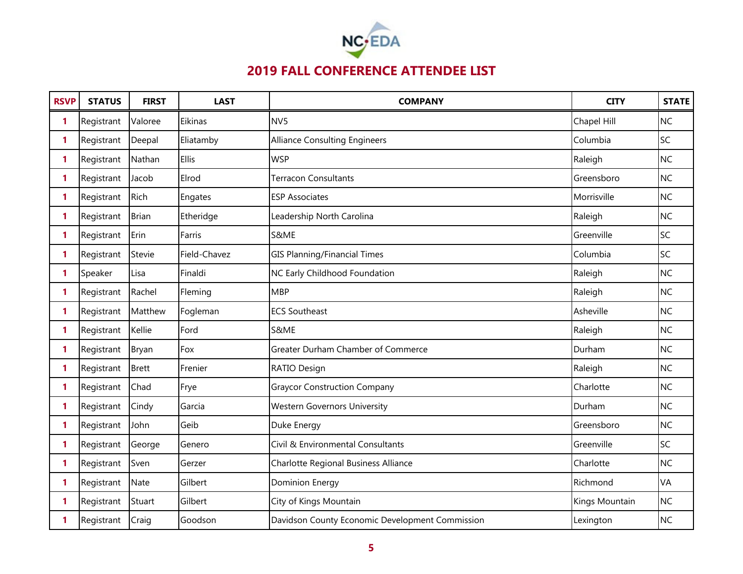# 2019 FALL CONFERENCE ATTENDEE LIST

| RSVP | STATUS | FIRST | LAST | COMPANY | CITY | STATE |
|---|---|---|---|---|---|---|
| 1 | Registrant | Valoree | Eikinas | NV5 | Chapel Hill | NC |
| 1 | Registrant | Deepal | Eliatamby | Alliance Consulting Engineers | Columbia | SC |
| 1 | Registrant | Nathan | Ellis | WSP | Raleigh | NC |
| 1 | Registrant | Jacob | Elrod | Terracon Consultants | Greensboro | NC |
| 1 | Registrant | Rich | Engates | ESP Associates | Morrisville | NC |
| 1 | Registrant | Brian | Etheridge | Leadership North Carolina | Raleigh | NC |
| 1 | Registrant | Erin | Farris | S&ME | Greenville | SC |
| 1 | Registrant | Stevie | Field-Chavez | GIS Planning/Financial Times | Columbia | SC |
| 1 | Speaker | Lisa | Finaldi | NC Early Childhood Foundation | Raleigh | NC |
| 1 | Registrant | Rachel | Fleming | MBP | Raleigh | NC |
| 1 | Registrant | Matthew | Fogleman | ECS Southeast | Asheville | NC |
| 1 | Registrant | Kellie | Ford | S&ME | Raleigh | NC |
| 1 | Registrant | Bryan | Fox | Greater Durham Chamber of Commerce | Durham | NC |
| 1 | Registrant | Brett | Frenier | RATIO Design | Raleigh | NC |
| 1 | Registrant | Chad | Frye | Graycor Construction Company | Charlotte | NC |
| 1 | Registrant | Cindy | Garcia | Western Governors University | Durham | NC |
| 1 | Registrant | John | Geib | Duke Energy | Greensboro | NC |
| 1 | Registrant | George | Genero | Civil & Environmental Consultants | Greenville | SC |
| 1 | Registrant | Sven | Gerzer | Charlotte Regional Business Alliance | Charlotte | NC |
| 1 | Registrant | Nate | Gilbert | Dominion Energy | Richmond | VA |
| 1 | Registrant | Stuart | Gilbert | City of Kings Mountain | Kings Mountain | NC |
| 1 | Registrant | Craig | Goodson | Davidson County Economic Development Commission | Lexington | NC |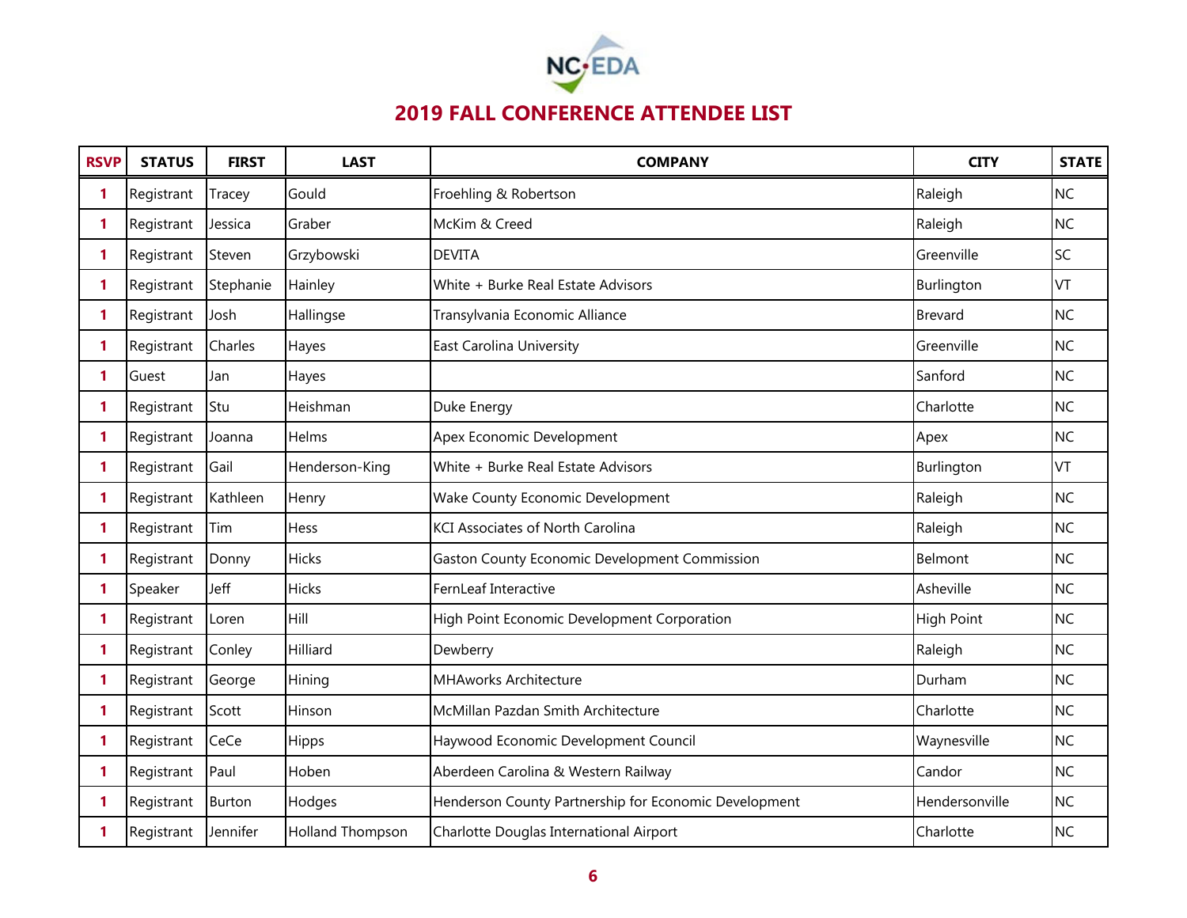# 2019 FALL CONFERENCE ATTENDEE LIST

| RSVP | STATUS | FIRST | LAST | COMPANY | CITY | STATE |
|---|---|---|---|---|---|---|
| 1 | Registrant | Tracey | Gould | Froehling & Robertson | Raleigh | NC |
| 1 | Registrant | Jessica | Graber | McKim & Creed | Raleigh | NC |
| 1 | Registrant | Steven | Grzybowski | DEVITA | Greenville | SC |
| 1 | Registrant | Stephanie | Hainley | White + Burke Real Estate Advisors | Burlington | VT |
| 1 | Registrant | Josh | Hallingse | Transylvania Economic Alliance | Brevard | NC |
| 1 | Registrant | Charles | Hayes | East Carolina University | Greenville | NC |
| 1 | Guest | Jan | Hayes | | Sanford | NC |
| 1 | Registrant | Stu | Heishman | Duke Energy | Charlotte | NC |
| 1 | Registrant | Joanna | Helms | Apex Economic Development | Apex | NC |
| 1 | Registrant | Gail | Henderson-King | White + Burke Real Estate Advisors | Burlington | VT |
| 1 | Registrant | Kathleen | Henry | Wake County Economic Development | Raleigh | NC |
| 1 | Registrant | Tim | Hess | KCI Associates of North Carolina | Raleigh | NC |
| 1 | Registrant | Donny | Hicks | Gaston County Economic Development Commission | Belmont | NC |
| 1 | Speaker | Jeff | Hicks | FernLeaf Interactive | Asheville | NC |
| 1 | Registrant | Loren | Hill | High Point Economic Development Corporation | High Point | NC |
| 1 | Registrant | Conley | Hilliard | Dewberry | Raleigh | NC |
| 1 | Registrant | George | Hining | MHAworks Architecture | Durham | NC |
| 1 | Registrant | Scott | Hinson | McMillan Pazdan Smith Architecture | Charlotte | NC |
| 1 | Registrant | CeCe | Hipps | Haywood Economic Development Council | Waynesville | NC |
| 1 | Registrant | Paul | Hoben | Aberdeen Carolina & Western Railway | Candor | NC |
| 1 | Registrant | Burton | Hodges | Henderson County Partnership for Economic Development | Hendersonville | NC |
| 1 | Registrant | Jennifer | Holland Thompson | Charlotte Douglas International Airport | Charlotte | NC |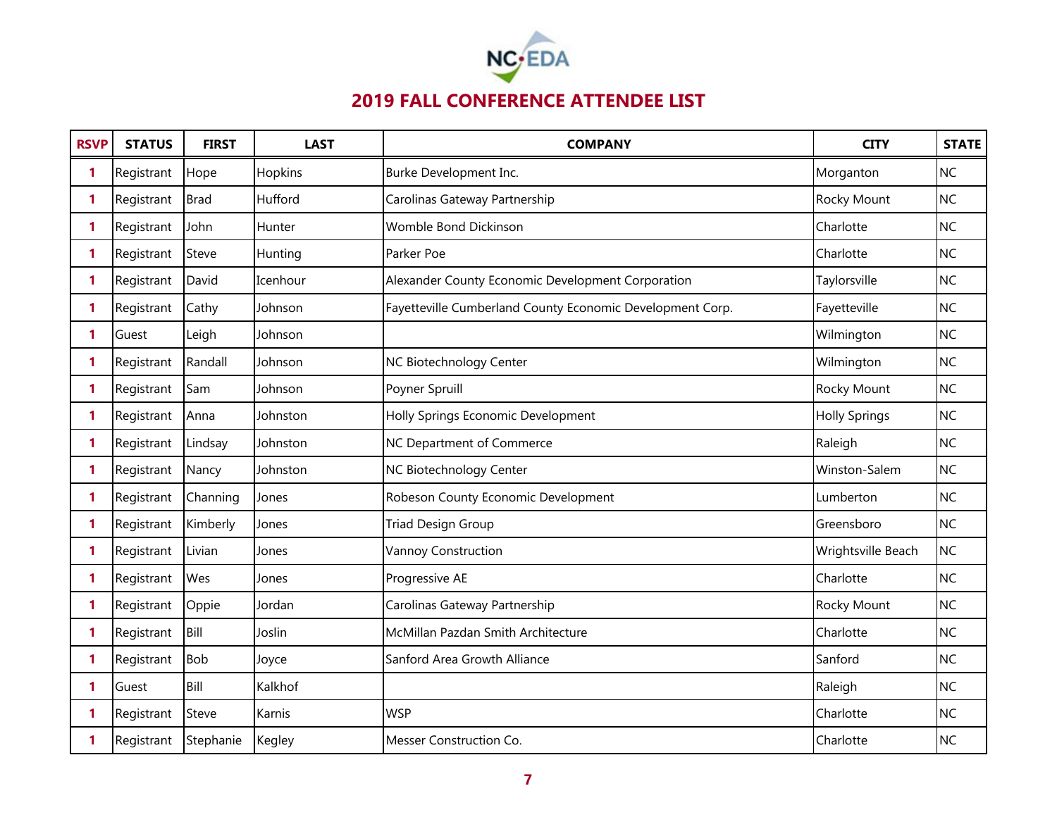NC EDA

# 2019 FALL CONFERENCE ATTENDEE LIST

| RSVP | STATUS | FIRST | LAST | COMPANY | CITY | STATE |
|---|---|---|---|---|---|---|
| 1 | Registrant | Hope | Hopkins | Burke Development Inc. | Morganton | NC |
| 1 | Registrant | Brad | Hufford | Carolinas Gateway Partnership | Rocky Mount | NC |
| 1 | Registrant | John | Hunter | Womble Bond Dickinson | Charlotte | NC |
| 1 | Registrant | Steve | Hunting | Parker Poe | Charlotte | NC |
| 1 | Registrant | David | Icenhour | Alexander County Economic Development Corporation | Taylorsville | NC |
| 1 | Registrant | Cathy | Johnson | Fayetteville Cumberland County Economic Development Corp. | Fayetteville | NC |
| 1 | Guest | Leigh | Johnson | | Wilmington | NC |
| 1 | Registrant | Randall | Johnson | NC Biotechnology Center | Wilmington | NC |
| 1 | Registrant | Sam | Johnson | Poyner Spruill | Rocky Mount | NC |
| 1 | Registrant | Anna | Johnston | Holly Springs Economic Development | Holly Springs | NC |
| 1 | Registrant | Lindsay | Johnston | NC Department of Commerce | Raleigh | NC |
| 1 | Registrant | Nancy | Johnston | NC Biotechnology Center | Winston-Salem | NC |
| 1 | Registrant | Channing | Jones | Robeson County Economic Development | Lumberton | NC |
| 1 | Registrant | Kimberly | Jones | Triad Design Group | Greensboro | NC |
| 1 | Registrant | Livian | Jones | Vannoy Construction | Wrightsville Beach | NC |
| 1 | Registrant | Wes | Jones | Progressive AE | Charlotte | NC |
| 1 | Registrant | Oppie | Jordan | Carolinas Gateway Partnership | Rocky Mount | NC |
| 1 | Registrant | Bill | Joslin | McMillan Pazdan Smith Architecture | Charlotte | NC |
| 1 | Registrant | Bob | Joyce | Sanford Area Growth Alliance | Sanford | NC |
| 1 | Guest | Bill | Kalkhof | | Raleigh | NC |
| 1 | Registrant | Steve | Karnis | WSP | Charlotte | NC |
| 1 | Registrant | Stephanie | Kegley | Messer Construction Co. | Charlotte | NC |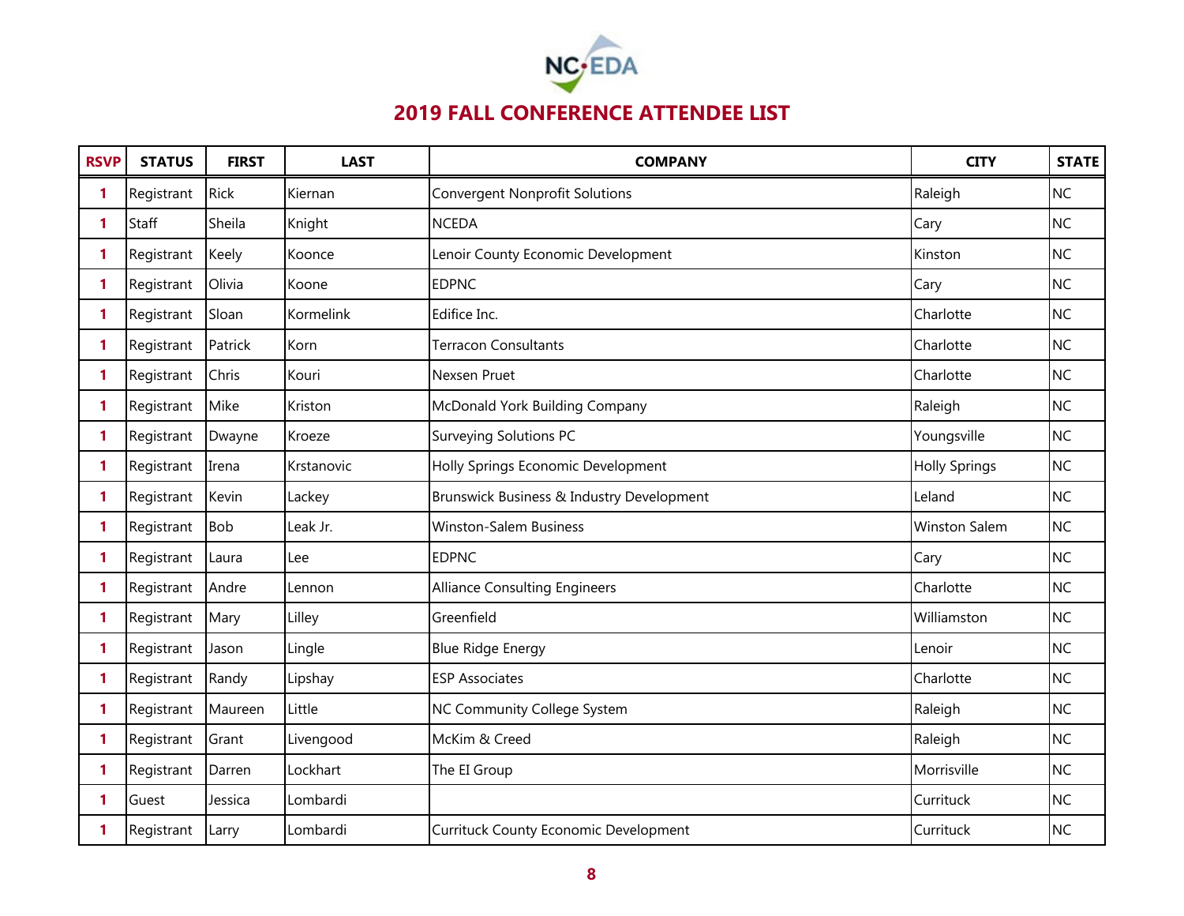# 2019 FALL CONFERENCE ATTENDEE LIST

| RSVP | STATUS | FIRST | LAST | COMPANY | CITY | STATE |
|---|---|---|---|---|---|---|
| 1 | Registrant | Rick | Kiernan | Convergent Nonprofit Solutions | Raleigh | NC |
| 1 | Staff | Sheila | Knight | NCEDA | Cary | NC |
| 1 | Registrant | Keely | Koonce | Lenoir County Economic Development | Kinston | NC |
| 1 | Registrant | Olivia | Koone | EDPNC | Cary | NC |
| 1 | Registrant | Sloan | Kormelink | Edifice Inc. | Charlotte | NC |
| 1 | Registrant | Patrick | Korn | Terracon Consultants | Charlotte | NC |
| 1 | Registrant | Chris | Kouri | Nexsen Pruet | Charlotte | NC |
| 1 | Registrant | Mike | Kriston | McDonald York Building Company | Raleigh | NC |
| 1 | Registrant | Dwayne | Kroeze | Surveying Solutions PC | Youngsville | NC |
| 1 | Registrant | Irena | Krstanovic | Holly Springs Economic Development | Holly Springs | NC |
| 1 | Registrant | Kevin | Lackey | Brunswick Business & Industry Development | Leland | NC |
| 1 | Registrant | Bob | Leak Jr. | Winston-Salem Business | Winston Salem | NC |
| 1 | Registrant | Laura | Lee | EDPNC | Cary | NC |
| 1 | Registrant | Andre | Lennon | Alliance Consulting Engineers | Charlotte | NC |
| 1 | Registrant | Mary | Lilley | Greenfield | Williamston | NC |
| 1 | Registrant | Jason | Lingle | Blue Ridge Energy | Lenoir | NC |
| 1 | Registrant | Randy | Lipshay | ESP Associates | Charlotte | NC |
| 1 | Registrant | Maureen | Little | NC Community College System | Raleigh | NC |
| 1 | Registrant | Grant | Livengood | McKim & Creed | Raleigh | NC |
| 1 | Registrant | Darren | Lockhart | The EI Group | Morrisville | NC |
| 1 | Guest | Jessica | Lombardi | | Currituck | NC |
| 1 | Registrant | Larry | Lombardi | Currituck County Economic Development | Currituck | NC |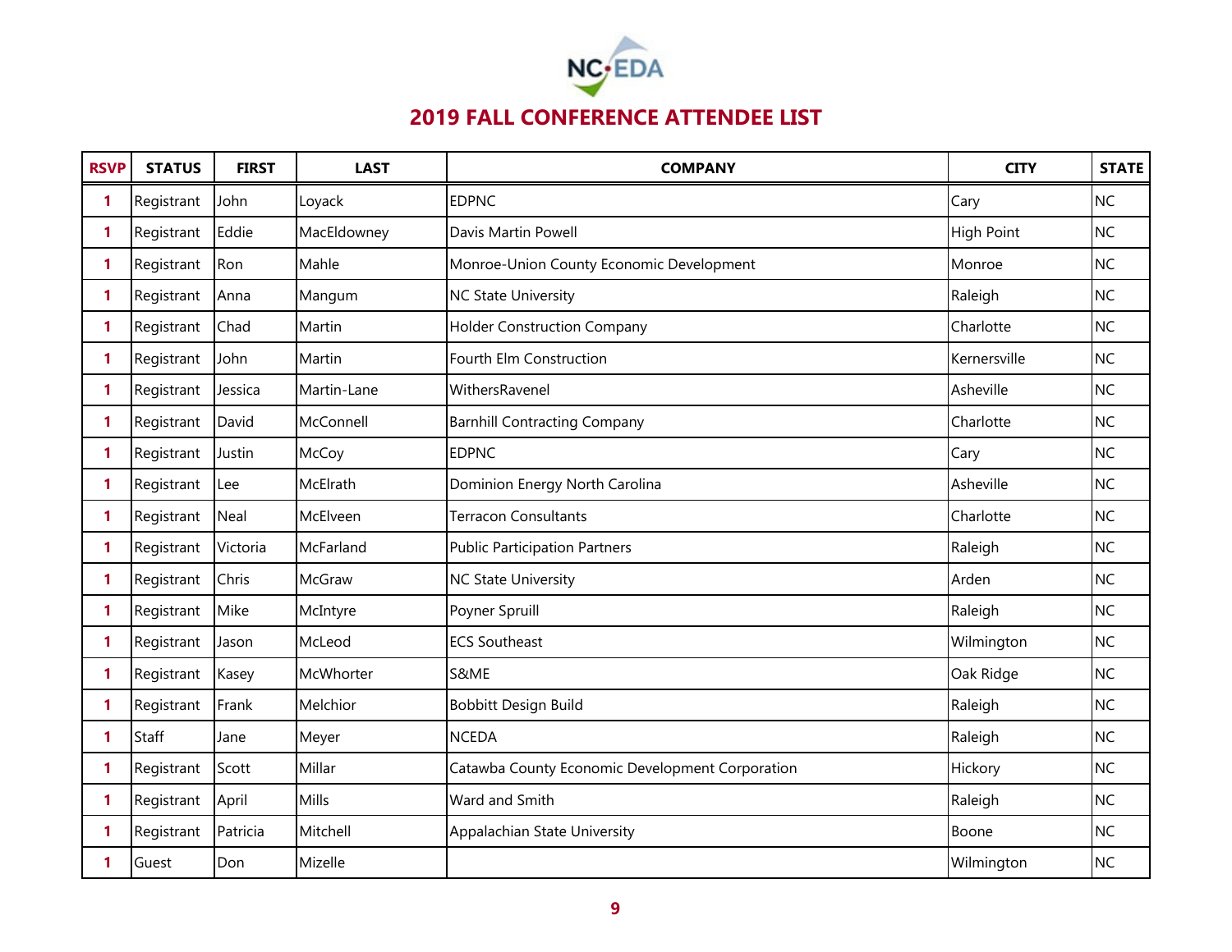## 2019 FALL CONFERENCE ATTENDEE LIST

| RSVP | STATUS | FIRST | LAST | COMPANY | CITY | STATE |
|---|---|---|---|---|---|---|
| 1 | Registrant | John | Loyack | EDPNC | Cary | NC |
| 1 | Registrant | Eddie | MacEldowney | Davis Martin Powell | High Point | NC |
| 1 | Registrant | Ron | Mahle | Monroe-Union County Economic Development | Monroe | NC |
| 1 | Registrant | Anna | Mangum | NC State University | Raleigh | NC |
| 1 | Registrant | Chad | Martin | Holder Construction Company | Charlotte | NC |
| 1 | Registrant | John | Martin | Fourth Elm Construction | Kernersville | NC |
| 1 | Registrant | Jessica | Martin-Lane | WithersRavenel | Asheville | NC |
| 1 | Registrant | David | McConnell | Barnhill Contracting Company | Charlotte | NC |
| 1 | Registrant | Justin | McCoy | EDPNC | Cary | NC |
| 1 | Registrant | Lee | McElrath | Dominion Energy North Carolina | Asheville | NC |
| 1 | Registrant | Neal | McElveen | Terracon Consultants | Charlotte | NC |
| 1 | Registrant | Victoria | McFarland | Public Participation Partners | Raleigh | NC |
| 1 | Registrant | Chris | McGraw | NC State University | Arden | NC |
| 1 | Registrant | Mike | McIntyre | Poyner Spruill | Raleigh | NC |
| 1 | Registrant | Jason | McLeod | ECS Southeast | Wilmington | NC |
| 1 | Registrant | Kasey | McWhorter | S&ME | Oak Ridge | NC |
| 1 | Registrant | Frank | Melchior | Bobbitt Design Build | Raleigh | NC |
| 1 | Staff | Jane | Meyer | NCEDA | Raleigh | NC |
| 1 | Registrant | Scott | Millar | Catawba County Economic Development Corporation | Hickory | NC |
| 1 | Registrant | April | Mills | Ward and Smith | Raleigh | NC |
| 1 | Registrant | Patricia | Mitchell | Appalachian State University | Boone | NC |
| 1 | Guest | Don | Mizelle | | Wilmington | NC |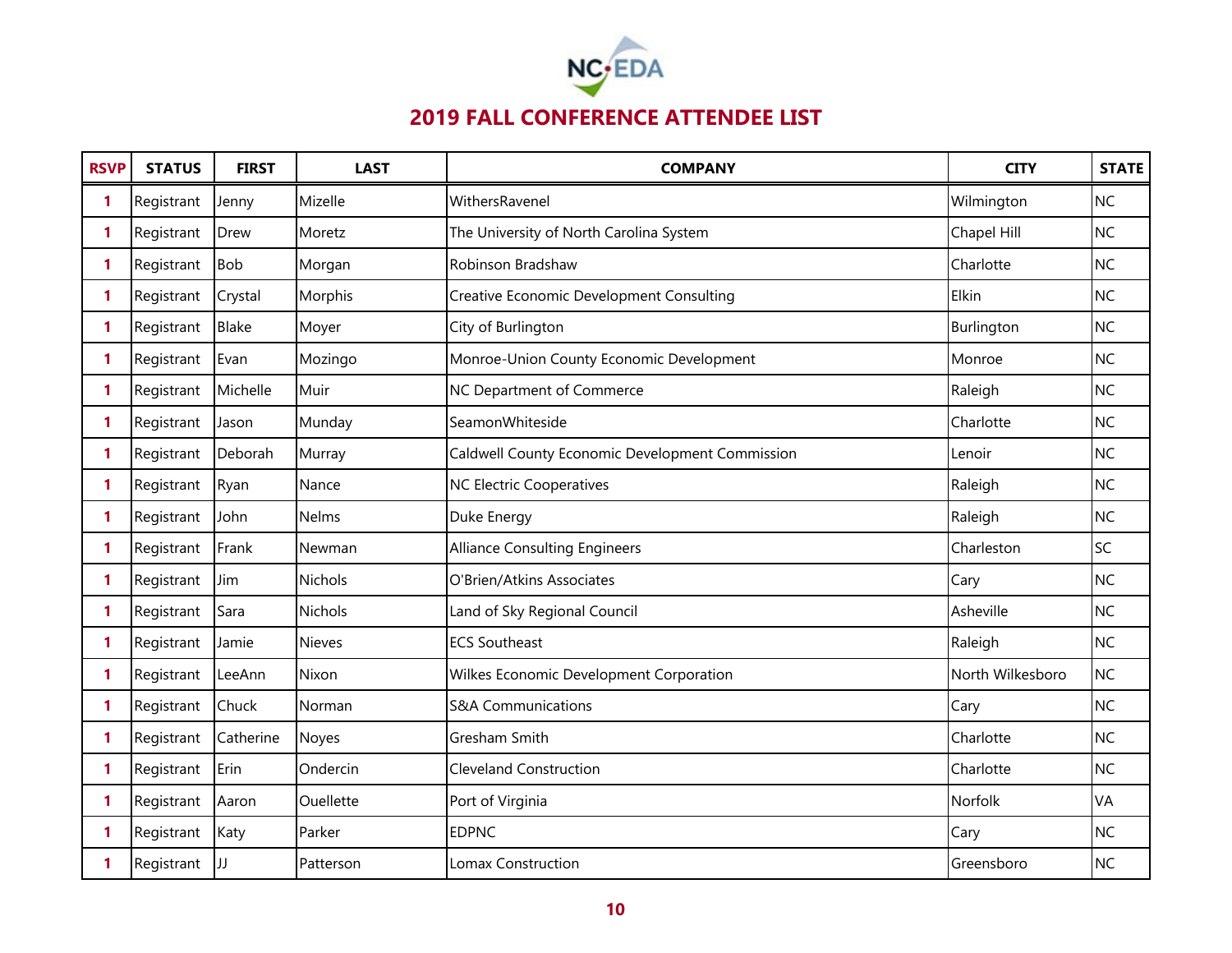# 2019 FALL CONFERENCE ATTENDEE LIST

| RSVP | STATUS | FIRST | LAST | COMPANY | CITY | STATE |
|---|---|---|---|---|---|---|
| 1 | Registrant | Jenny | Mizelle | WithersRavenel | Wilmington | NC |
| 1 | Registrant | Drew | Moretz | The University of North Carolina System | Chapel Hill | NC |
| 1 | Registrant | Bob | Morgan | Robinson Bradshaw | Charlotte | NC |
| 1 | Registrant | Crystal | Morphis | Creative Economic Development Consulting | Elkin | NC |
| 1 | Registrant | Blake | Moyer | City of Burlington | Burlington | NC |
| 1 | Registrant | Evan | Mozingo | Monroe-Union County Economic Development | Monroe | NC |
| 1 | Registrant | Michelle | Muir | NC Department of Commerce | Raleigh | NC |
| 1 | Registrant | Jason | Munday | SeamonWhiteside | Charlotte | NC |
| 1 | Registrant | Deborah | Murray | Caldwell County Economic Development Commission | Lenoir | NC |
| 1 | Registrant | Ryan | Nance | NC Electric Cooperatives | Raleigh | NC |
| 1 | Registrant | John | Nelms | Duke Energy | Raleigh | NC |
| 1 | Registrant | Frank | Newman | Alliance Consulting Engineers | Charleston | SC |
| 1 | Registrant | Jim | Nichols | O'Brien/Atkins Associates | Cary | NC |
| 1 | Registrant | Sara | Nichols | Land of Sky Regional Council | Asheville | NC |
| 1 | Registrant | Jamie | Nieves | ECS Southeast | Raleigh | NC |
| 1 | Registrant | LeeAnn | Nixon | Wilkes Economic Development Corporation | North Wilkesboro | NC |
| 1 | Registrant | Chuck | Norman | S&A Communications | Cary | NC |
| 1 | Registrant | Catherine | Noyes | Gresham Smith | Charlotte | NC |
| 1 | Registrant | Erin | Ondercin | Cleveland Construction | Charlotte | NC |
| 1 | Registrant | Aaron | Ouellette | Port of Virginia | Norfolk | VA |
| 1 | Registrant | Katy | Parker | EDPNC | Cary | NC |
| 1 | Registrant | JJ | Patterson | Lomax Construction | Greensboro | NC |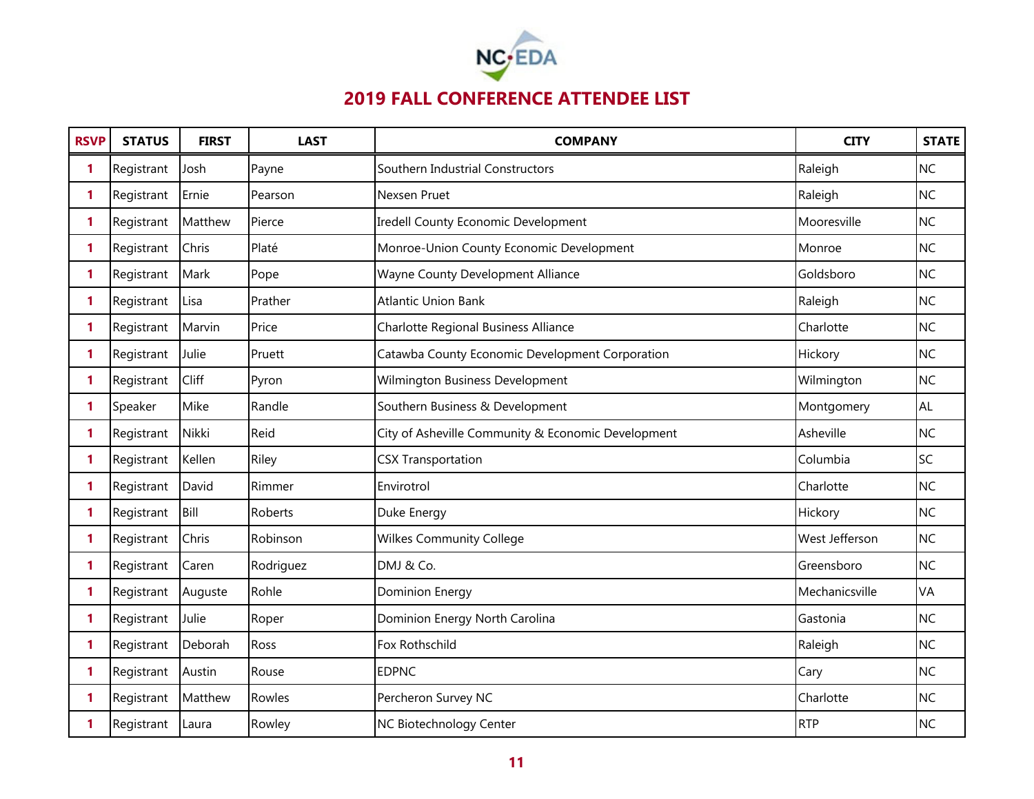# 2019 FALL CONFERENCE ATTENDEE LIST

| RSVP | STATUS | FIRST | LAST | COMPANY | CITY | STATE |
|---|---|---|---|---|---|---|
| 1 | Registrant | Josh | Payne | Southern Industrial Constructors | Raleigh | NC |
| 1 | Registrant | Ernie | Pearson | Nexsen Pruet | Raleigh | NC |
| 1 | Registrant | Matthew | Pierce | Iredell County Economic Development | Mooresville | NC |
| 1 | Registrant | Chris | Platé | Monroe-Union County Economic Development | Monroe | NC |
| 1 | Registrant | Mark | Pope | Wayne County Development Alliance | Goldsboro | NC |
| 1 | Registrant | Lisa | Prather | Atlantic Union Bank | Raleigh | NC |
| 1 | Registrant | Marvin | Price | Charlotte Regional Business Alliance | Charlotte | NC |
| 1 | Registrant | Julie | Pruett | Catawba County Economic Development Corporation | Hickory | NC |
| 1 | Registrant | Cliff | Pyron | Wilmington Business Development | Wilmington | NC |
| 1 | Speaker | Mike | Randle | Southern Business & Development | Montgomery | AL |
| 1 | Registrant | Nikki | Reid | City of Asheville Community & Economic Development | Asheville | NC |
| 1 | Registrant | Kellen | Riley | CSX Transportation | Columbia | SC |
| 1 | Registrant | David | Rimmer | Envirotrol | Charlotte | NC |
| 1 | Registrant | Bill | Roberts | Duke Energy | Hickory | NC |
| 1 | Registrant | Chris | Robinson | Wilkes Community College | West Jefferson | NC |
| 1 | Registrant | Caren | Rodriguez | DMJ & Co. | Greensboro | NC |
| 1 | Registrant | Auguste | Rohle | Dominion Energy | Mechanicsville | VA |
| 1 | Registrant | Julie | Roper | Dominion Energy North Carolina | Gastonia | NC |
| 1 | Registrant | Deborah | Ross | Fox Rothschild | Raleigh | NC |
| 1 | Registrant | Austin | Rouse | EDPNC | Cary | NC |
| 1 | Registrant | Matthew | Rowles | Percheron Survey NC | Charlotte | NC |
| 1 | Registrant | Laura | Rowley | NC Biotechnology Center | RTP | NC |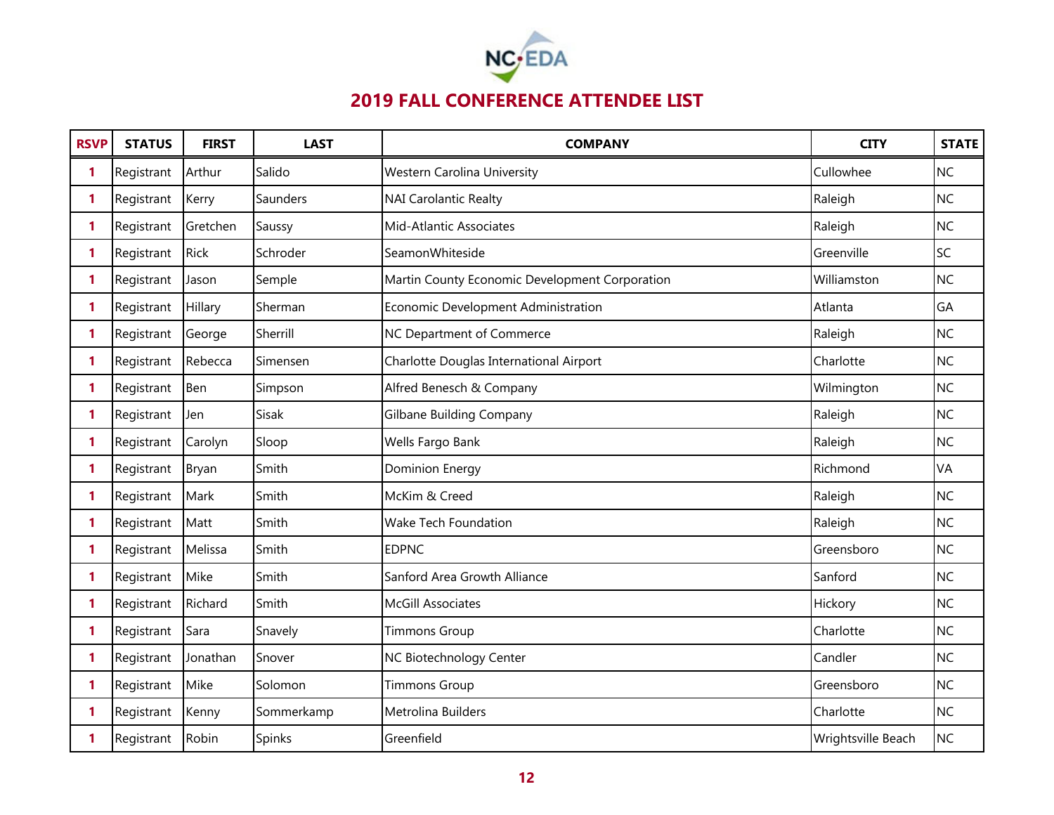# 2019 FALL CONFERENCE ATTENDEE LIST

| RSVP | STATUS | FIRST | LAST | COMPANY | CITY | STATE |
|---|---|---|---|---|---|---|
| 1 | Registrant | Arthur | Salido | Western Carolina University | Cullowhee | NC |
| 1 | Registrant | Kerry | Saunders | NAI Carolantic Realty | Raleigh | NC |
| 1 | Registrant | Gretchen | Saussy | Mid-Atlantic Associates | Raleigh | NC |
| 1 | Registrant | Rick | Schroder | SeamonWhiteside | Greenville | SC |
| 1 | Registrant | Jason | Semple | Martin County Economic Development Corporation | Williamston | NC |
| 1 | Registrant | Hillary | Sherman | Economic Development Administration | Atlanta | GA |
| 1 | Registrant | George | Sherrill | NC Department of Commerce | Raleigh | NC |
| 1 | Registrant | Rebecca | Simensen | Charlotte Douglas International Airport | Charlotte | NC |
| 1 | Registrant | Ben | Simpson | Alfred Benesch & Company | Wilmington | NC |
| 1 | Registrant | Jen | Sisak | Gilbane Building Company | Raleigh | NC |
| 1 | Registrant | Carolyn | Sloop | Wells Fargo Bank | Raleigh | NC |
| 1 | Registrant | Bryan | Smith | Dominion Energy | Richmond | VA |
| 1 | Registrant | Mark | Smith | McKim & Creed | Raleigh | NC |
| 1 | Registrant | Matt | Smith | Wake Tech Foundation | Raleigh | NC |
| 1 | Registrant | Melissa | Smith | EDPNC | Greensboro | NC |
| 1 | Registrant | Mike | Smith | Sanford Area Growth Alliance | Sanford | NC |
| 1 | Registrant | Richard | Smith | McGill Associates | Hickory | NC |
| 1 | Registrant | Sara | Snavely | Timmons Group | Charlotte | NC |
| 1 | Registrant | Jonathan | Snover | NC Biotechnology Center | Candler | NC |
| 1 | Registrant | Mike | Solomon | Timmons Group | Greensboro | NC |
| 1 | Registrant | Kenny | Sommerkamp | Metrolina Builders | Charlotte | NC |
| 1 | Registrant | Robin | Spinks | Greenfield | Wrightsville Beach | NC |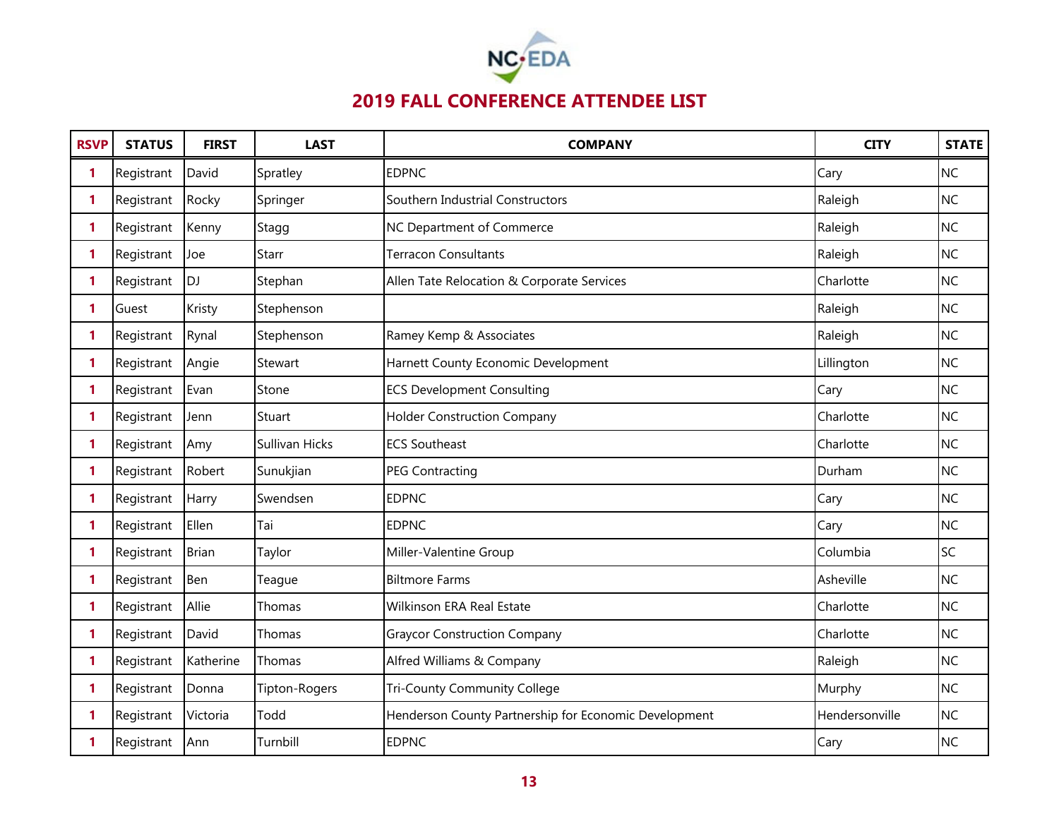NC•EDA

# 2019 FALL CONFERENCE ATTENDEE LIST

| RSVP | STATUS | FIRST | LAST | COMPANY | CITY | STATE |
|---|---|---|---|---|---|---|
| 1 | Registrant | David | Spratley | EDPNC | Cary | NC |
| 1 | Registrant | Rocky | Springer | Southern Industrial Constructors | Raleigh | NC |
| 1 | Registrant | Kenny | Stagg | NC Department of Commerce | Raleigh | NC |
| 1 | Registrant | Joe | Starr | Terracon Consultants | Raleigh | NC |
| 1 | Registrant | DJ | Stephan | Allen Tate Relocation & Corporate Services | Charlotte | NC |
| 1 | Guest | Kristy | Stephenson | | Raleigh | NC |
| 1 | Registrant | Rynal | Stephenson | Ramey Kemp & Associates | Raleigh | NC |
| 1 | Registrant | Angie | Stewart | Harnett County Economic Development | Lillington | NC |
| 1 | Registrant | Evan | Stone | ECS Development Consulting | Cary | NC |
| 1 | Registrant | Jenn | Stuart | Holder Construction Company | Charlotte | NC |
| 1 | Registrant | Amy | Sullivan Hicks | ECS Southeast | Charlotte | NC |
| 1 | Registrant | Robert | Sunukjian | PEG Contracting | Durham | NC |
| 1 | Registrant | Harry | Swendsen | EDPNC | Cary | NC |
| 1 | Registrant | Ellen | Tai | EDPNC | Cary | NC |
| 1 | Registrant | Brian | Taylor | Miller-Valentine Group | Columbia | SC |
| 1 | Registrant | Ben | Teague | Biltmore Farms | Asheville | NC |
| 1 | Registrant | Allie | Thomas | Wilkinson ERA Real Estate | Charlotte | NC |
| 1 | Registrant | David | Thomas | Graycor Construction Company | Charlotte | NC |
| 1 | Registrant | Katherine | Thomas | Alfred Williams & Company | Raleigh | NC |
| 1 | Registrant | Donna | Tipton-Rogers | Tri-County Community College | Murphy | NC |
| 1 | Registrant | Victoria | Todd | Henderson County Partnership for Economic Development | Hendersonville | NC |
| 1 | Registrant | Ann | Turnbill | EDPNC | Cary | NC |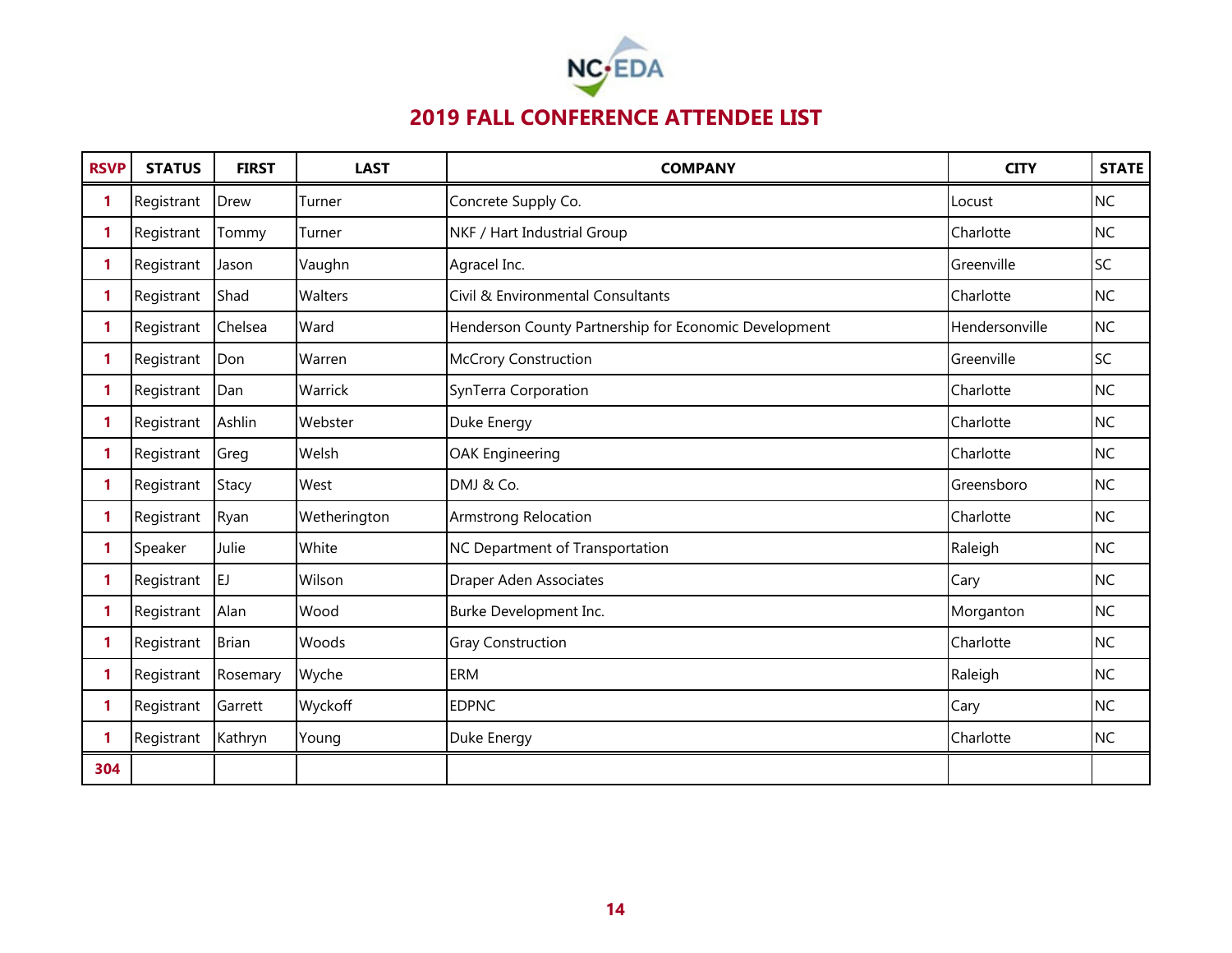## 2019 FALL CONFERENCE ATTENDEE LIST

| RSVP | STATUS | FIRST | LAST | COMPANY | CITY | STATE |
|---|---|---|---|---|---|---|
| 1 | Registrant | Drew | Turner | Concrete Supply Co. | Locust | NC |
| 1 | Registrant | Tommy | Turner | NKF / Hart Industrial Group | Charlotte | NC |
| 1 | Registrant | Jason | Vaughn | Agracel Inc. | Greenville | SC |
| 1 | Registrant | Shad | Walters | Civil & Environmental Consultants | Charlotte | NC |
| 1 | Registrant | Chelsea | Ward | Henderson County Partnership for Economic Development | Hendersonville | NC |
| 1 | Registrant | Don | Warren | McCrory Construction | Greenville | SC |
| 1 | Registrant | Dan | Warrick | SynTerra Corporation | Charlotte | NC |
| 1 | Registrant | Ashlin | Webster | Duke Energy | Charlotte | NC |
| 1 | Registrant | Greg | Welsh | OAK Engineering | Charlotte | NC |
| 1 | Registrant | Stacy | West | DMJ & Co. | Greensboro | NC |
| 1 | Registrant | Ryan | Wetherington | Armstrong Relocation | Charlotte | NC |
| 1 | Speaker | Julie | White | NC Department of Transportation | Raleigh | NC |
| 1 | Registrant | EJ | Wilson | Draper Aden Associates | Cary | NC |
| 1 | Registrant | Alan | Wood | Burke Development Inc. | Morganton | NC |
| 1 | Registrant | Brian | Woods | Gray Construction | Charlotte | NC |
| 1 | Registrant | Rosemary | Wyche | ERM | Raleigh | NC |
| 1 | Registrant | Garrett | Wyckoff | EDPNC | Cary | NC |
| 1 | Registrant | Kathryn | Young | Duke Energy | Charlotte | NC |
| 304 | | | | | | |